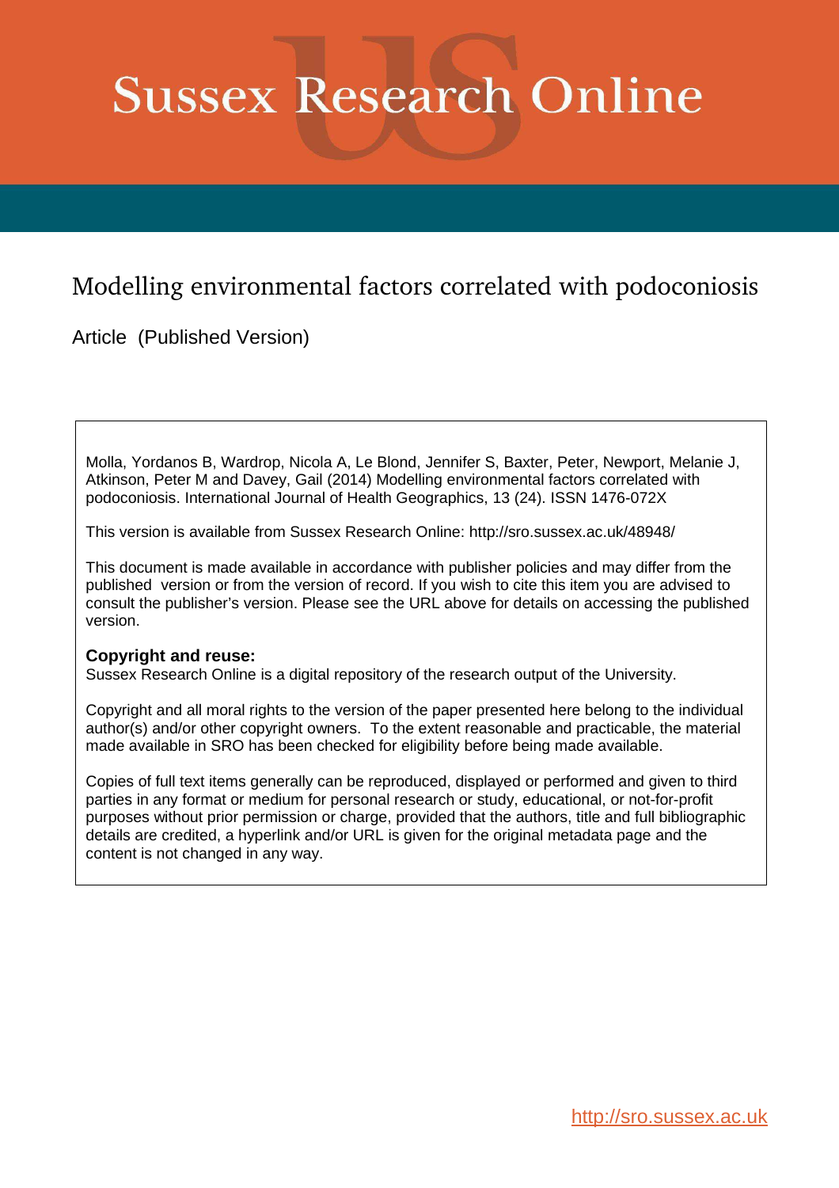# Sussex Research Online

## Modelling environmental factors correlated with podoconiosis

Article (Published Version)

Molla, Yordanos B, Wardrop, Nicola A, Le Blond, Jennifer S, Baxter, Peter, Newport, Melanie J, Atkinson, Peter M and Davey, Gail (2014) Modelling environmental factors correlated with podoconiosis. International Journal of Health Geographics, 13 (24). ISSN 1476-072X

This version is available from Sussex Research Online: http://sro.sussex.ac.uk/48948/

This document is made available in accordance with publisher policies and may differ from the published version or from the version of record. If you wish to cite this item you are advised to consult the publisher's version. Please see the URL above for details on accessing the published version.

**Copyright and reuse:**
Sussex Research Online is a digital repository of the research output of the University.

Copyright and all moral rights to the version of the paper presented here belong to the individual author(s) and/or other copyright owners. To the extent reasonable and practicable, the material made available in SRO has been checked for eligibility before being made available.

Copies of full text items generally can be reproduced, displayed or performed and given to third parties in any format or medium for personal research or study, educational, or not-for-profit purposes without prior permission or charge, provided that the authors, title and full bibliographic details are credited, a hyperlink and/or URL is given for the original metadata page and the content is not changed in any way.

http://sro.sussex.ac.uk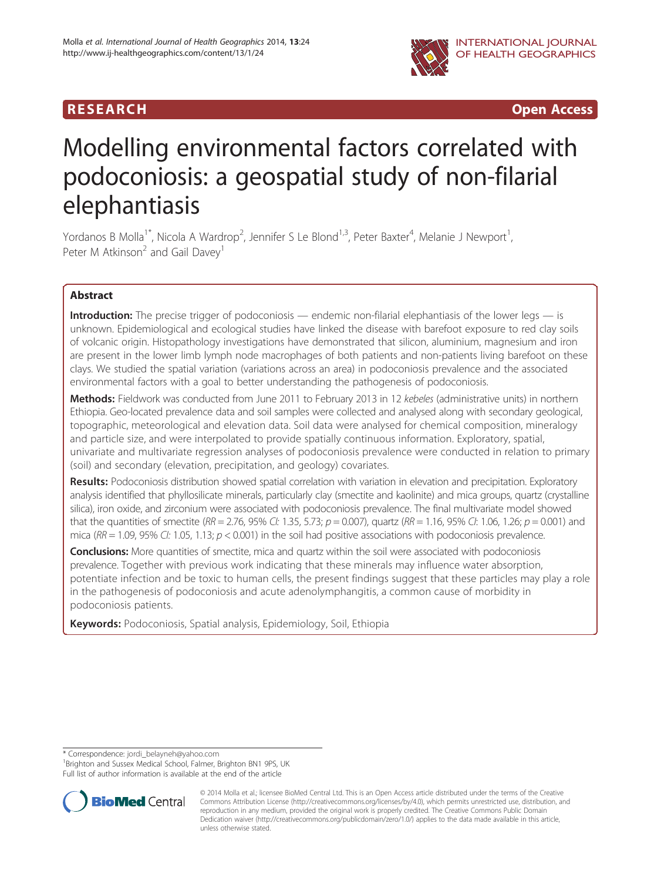# Modelling environmental factors correlated with podoconiosis: a geospatial study of non-filarial elephantiasis

Yordanos B Molla[1*], Nicola A Wardrop[2], Jennifer S Le Blond[1,3], Peter Baxter[4], Melanie J Newport[1], Peter M Atkinson[2] and Gail Davey[1]

## Abstract

**Introduction:** The precise trigger of podoconiosis — endemic non-filarial elephantiasis of the lower legs — is unknown. Epidemiological and ecological studies have linked the disease with barefoot exposure to red clay soils of volcanic origin. Histopathology investigations have demonstrated that silicon, aluminium, magnesium and iron are present in the lower limb lymph node macrophages of both patients and non-patients living barefoot on these clays. We studied the spatial variation (variations across an area) in podoconiosis prevalence and the associated environmental factors with a goal to better understanding the pathogenesis of podoconiosis.

**Methods:** Fieldwork was conducted from June 2011 to February 2013 in 12 *kebeles* (administrative units) in northern Ethiopia. Geo-located prevalence data and soil samples were collected and analysed along with secondary geological, topographic, meteorological and elevation data. Soil data were analysed for chemical composition, mineralogy and particle size, and were interpolated to provide spatially continuous information. Exploratory, spatial, univariate and multivariate regression analyses of podoconiosis prevalence were conducted in relation to primary (soil) and secondary (elevation, precipitation, and geology) covariates.

**Results:** Podoconiosis distribution showed spatial correlation with variation in elevation and precipitation. Exploratory analysis identified that phyllosilicate minerals, particularly clay (smectite and kaolinite) and mica groups, quartz (crystalline silica), iron oxide, and zirconium were associated with podoconiosis prevalence. The final multivariate model showed that the quantities of smectite (*RR* = 2.76, 95% *CI:* 1.35, 5.73; *p* = 0.007), quartz (*RR* = 1.16, 95% *CI:* 1.06, 1.26; *p* = 0.001) and mica (*RR* = 1.09, 95% *CI:* 1.05, 1.13; *p* < 0.001) in the soil had positive associations with podoconiosis prevalence.

**Conclusions:** More quantities of smectite, mica and quartz within the soil were associated with podoconiosis prevalence. Together with previous work indicating that these minerals may influence water absorption, potentiate infection and be toxic to human cells, the present findings suggest that these particles may play a role in the pathogenesis of podoconiosis and acute adenolymphangitis, a common cause of morbidity in podoconiosis patients.

**Keywords:** Podoconiosis, Spatial analysis, Epidemiology, Soil, Ethiopia

\* Correspondence: jordi_belayneh@yahoo.com
[1]Brighton and Sussex Medical School, Falmer, Brighton BN1 9PS, UK
Full list of author information is available at the end of the article

© 2014 Molla et al.; licensee BioMed Central Ltd. This is an Open Access article distributed under the terms of the Creative Commons Attribution License (http://creativecommons.org/licenses/by/4.0), which permits unrestricted use, distribution, and reproduction in any medium, provided the original work is properly credited. The Creative Commons Public Domain Dedication waiver (http://creativecommons.org/publicdomain/zero/1.0/) applies to the data made available in this article, unless otherwise stated.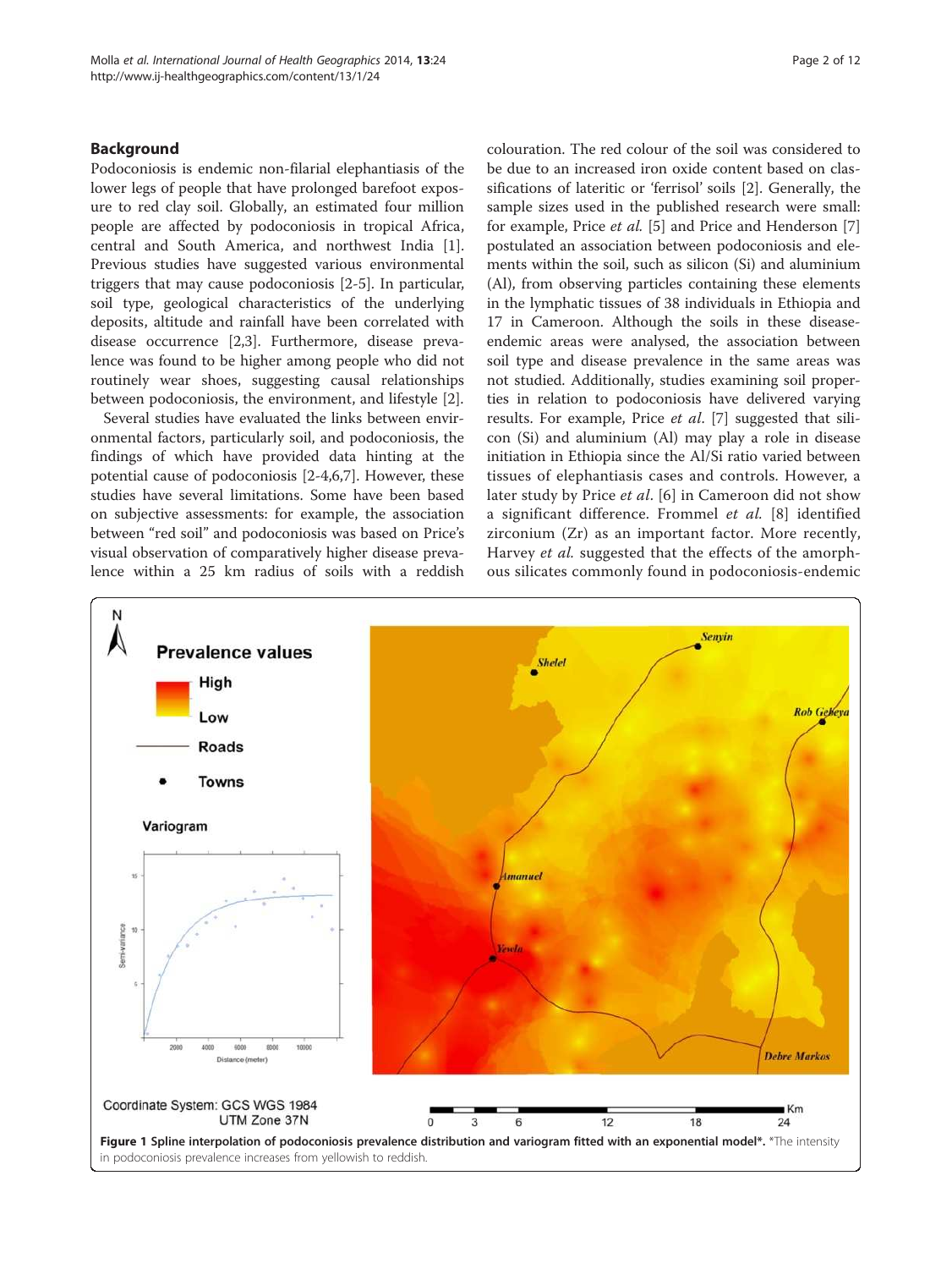## Background

Podoconiosis is endemic non-filarial elephantiasis of the lower legs of people that have prolonged barefoot exposure to red clay soil. Globally, an estimated four million people are affected by podoconiosis in tropical Africa, central and South America, and northwest India [1]. Previous studies have suggested various environmental triggers that may cause podoconiosis [2-5]. In particular, soil type, geological characteristics of the underlying deposits, altitude and rainfall have been correlated with disease occurrence [2,3]. Furthermore, disease prevalence was found to be higher among people who did not routinely wear shoes, suggesting causal relationships between podoconiosis, the environment, and lifestyle [2].

Several studies have evaluated the links between environmental factors, particularly soil, and podoconiosis, the findings of which have provided data hinting at the potential cause of podoconiosis [2-4,6,7]. However, these studies have several limitations. Some have been based on subjective assessments: for example, the association between "red soil" and podoconiosis was based on Price's visual observation of comparatively higher disease prevalence within a 25 km radius of soils with a reddish colouration. The red colour of the soil was considered to be due to an increased iron oxide content based on classifications of lateritic or 'ferrisol' soils [2]. Generally, the sample sizes used in the published research were small: for example, Price *et al.* [5] and Price and Henderson [7] postulated an association between podoconiosis and elements within the soil, such as silicon (Si) and aluminium (Al), from observing particles containing these elements in the lymphatic tissues of 38 individuals in Ethiopia and 17 in Cameroon. Although the soils in these disease-endemic areas were analysed, the association between soil type and disease prevalence in the same areas was not studied. Additionally, studies examining soil properties in relation to podoconiosis have delivered varying results. For example, Price *et al.* [7] suggested that silicon (Si) and aluminium (Al) may play a role in disease initiation in Ethiopia since the Al/Si ratio varied between tissues of elephantiasis cases and controls. However, a later study by Price *et al*. [6] in Cameroon did not show a significant difference. Frommel *et al.* [8] identified zirconium (Zr) as an important factor. More recently, Harvey *et al.* suggested that the effects of the amorphous silicates commonly found in podoconiosis-endemic

**Figure 1 Spline interpolation of podoconiosis prevalence distribution and variogram fitted with an exponential model\*.** \*The intensity in podoconiosis prevalence increases from yellowish to reddish.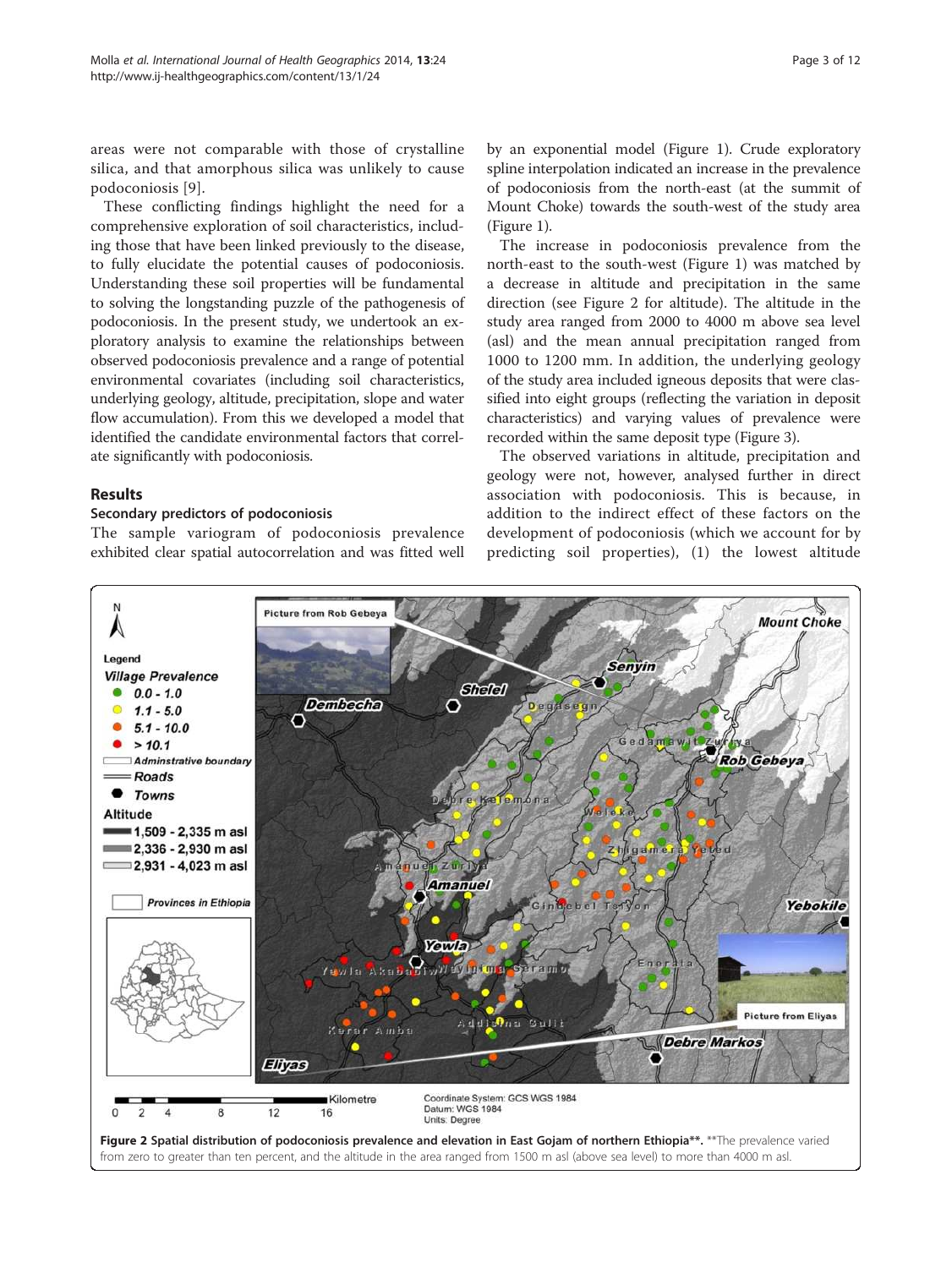areas were not comparable with those of crystalline silica, and that amorphous silica was unlikely to cause podoconiosis [9].

These conflicting findings highlight the need for a comprehensive exploration of soil characteristics, including those that have been linked previously to the disease, to fully elucidate the potential causes of podoconiosis. Understanding these soil properties will be fundamental to solving the longstanding puzzle of the pathogenesis of podoconiosis. In the present study, we undertook an exploratory analysis to examine the relationships between observed podoconiosis prevalence and a range of potential environmental covariates (including soil characteristics, underlying geology, altitude, precipitation, slope and water flow accumulation). From this we developed a model that identified the candidate environmental factors that correlate significantly with podoconiosis.

## Results

### Secondary predictors of podoconiosis

The sample variogram of podoconiosis prevalence exhibited clear spatial autocorrelation and was fitted well by an exponential model (Figure 1). Crude exploratory spline interpolation indicated an increase in the prevalence of podoconiosis from the north-east (at the summit of Mount Choke) towards the south-west of the study area (Figure 1).

The increase in podoconiosis prevalence from the north-east to the south-west (Figure 1) was matched by a decrease in altitude and precipitation in the same direction (see Figure 2 for altitude). The altitude in the study area ranged from 2000 to 4000 m above sea level (asl) and the mean annual precipitation ranged from 1000 to 1200 mm. In addition, the underlying geology of the study area included igneous deposits that were classified into eight groups (reflecting the variation in deposit characteristics) and varying values of prevalence were recorded within the same deposit type (Figure 3).

The observed variations in altitude, precipitation and geology were not, however, analysed further in direct association with podoconiosis. This is because, in addition to the indirect effect of these factors on the development of podoconiosis (which we account for by predicting soil properties), (1) the lowest altitude

**Figure 2 Spatial distribution of podoconiosis prevalence and elevation in East Gojam of northern Ethiopia\*\*.** \*\*The prevalence varied from zero to greater than ten percent, and the altitude in the area ranged from 1500 m asl (above sea level) to more than 4000 m asl.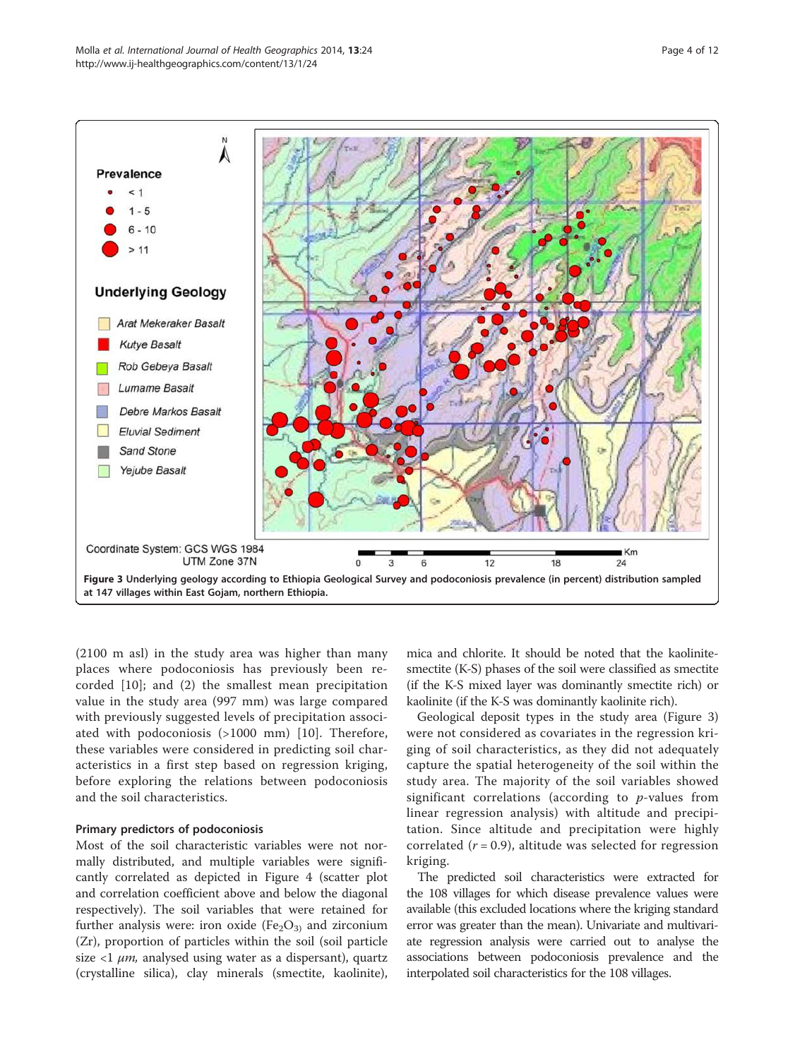**Figure 3** **Underlying geology according to Ethiopia Geological Survey and podoconiosis prevalence (in percent) distribution sampled at 147 villages within East Gojam, northern Ethiopia.**

(2100 m asl) in the study area was higher than many places where podoconiosis has previously been recorded [10]; and (2) the smallest mean precipitation value in the study area (997 mm) was large compared with previously suggested levels of precipitation associated with podoconiosis (>1000 mm) [10]. Therefore, these variables were considered in predicting soil characteristics in a first step based on regression kriging, before exploring the relations between podoconiosis and the soil characteristics.

### Primary predictors of podoconiosis

Most of the soil characteristic variables were not normally distributed, and multiple variables were significantly correlated as depicted in Figure 4 (scatter plot and correlation coefficient above and below the diagonal respectively). The soil variables that were retained for further analysis were: iron oxide ($Fe_2O_3$) and zirconium (Zr), proportion of particles within the soil (soil particle size <1 $\mu m$, analysed using water as a dispersant), quartz (crystalline silica), clay minerals (smectite, kaolinite), mica and chlorite. It should be noted that the kaolinite-smectite (K-S) phases of the soil were classified as smectite (if the K-S mixed layer was dominantly smectite rich) or kaolinite (if the K-S was dominantly kaolinite rich).

Geological deposit types in the study area (Figure 3) were not considered as covariates in the regression kriging of soil characteristics, as they did not adequately capture the spatial heterogeneity of the soil within the study area. The majority of the soil variables showed significant correlations (according to $p$-values from linear regression analysis) with altitude and precipitation. Since altitude and precipitation were highly correlated ($r = 0.9$), altitude was selected for regression kriging.

The predicted soil characteristics were extracted for the 108 villages for which disease prevalence values were available (this excluded locations where the kriging standard error was greater than the mean). Univariate and multivariate regression analysis were carried out to analyse the associations between podoconiosis prevalence and the interpolated soil characteristics for the 108 villages.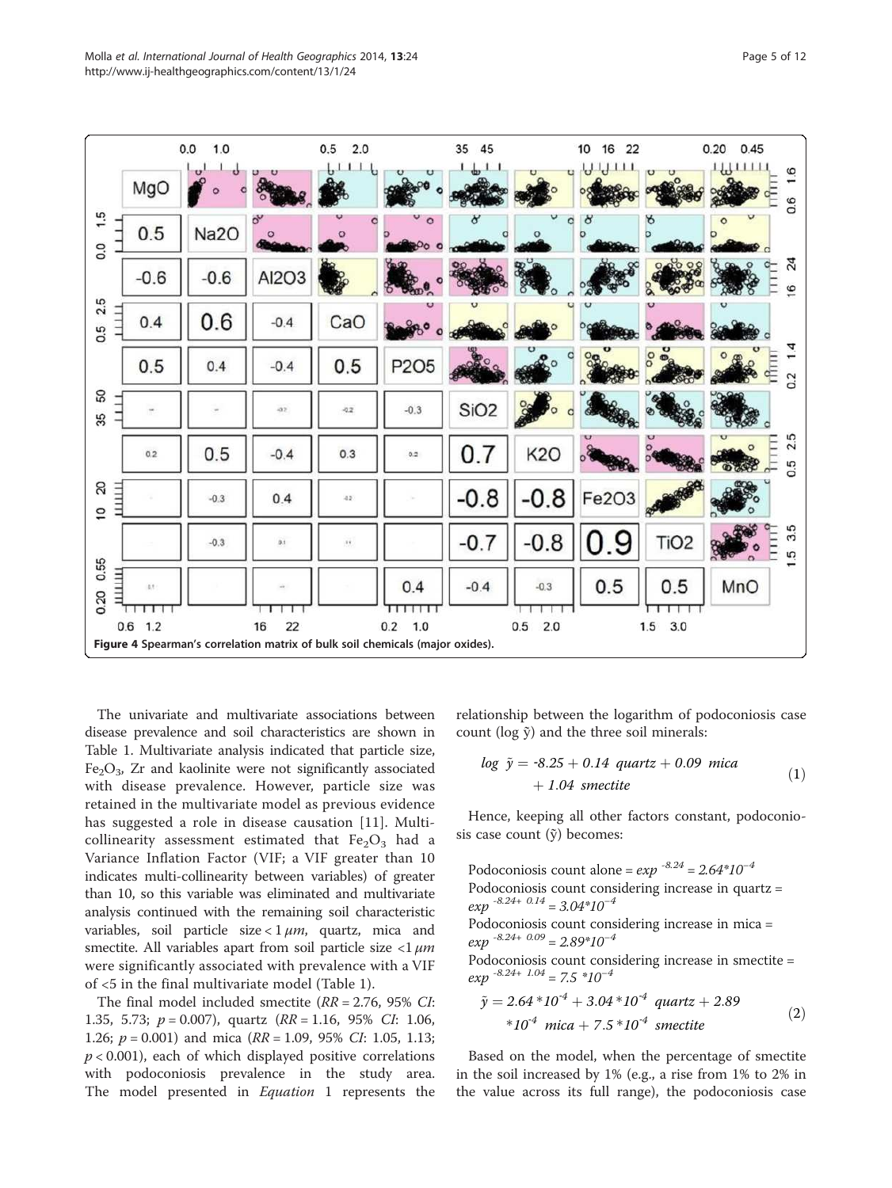**Figure 4 Spearman's correlation matrix of bulk soil chemicals (major oxides).**

The univariate and multivariate associations between disease prevalence and soil characteristics are shown in Table 1. Multivariate analysis indicated that particle size, $Fe_2O_3$, Zr and kaolinite were not significantly associated with disease prevalence. However, particle size was retained in the multivariate model as previous evidence has suggested a role in disease causation [11]. Multi-collinearity assessment estimated that $Fe_2O_3$ had a Variance Inflation Factor (VIF; a VIF greater than 10 indicates multi-collinearity between variables) of greater than 10, so this variable was eliminated and multivariate analysis continued with the remaining soil characteristic variables, soil particle size $< 1\ \mu m$, quartz, mica and smectite. All variables apart from soil particle size $<1\ \mu m$ were significantly associated with prevalence with a VIF of <5 in the final multivariate model (Table 1).

The final model included smectite ($RR = 2.76$, 95% $CI$: 1.35, 5.73; $p = 0.007$), quartz ($RR = 1.16$, 95% $CI$: 1.06, 1.26; $p = 0.001$) and mica ($RR = 1.09$, 95% $CI$: 1.05, 1.13; $p < 0.001$), each of which displayed positive correlations with podoconiosis prevalence in the study area. The model presented in *Equation* 1 represents the relationship between the logarithm of podoconiosis case count ($\log \tilde{y}$) and the three soil minerals:

$$\log\ \tilde{y} = -8.25 + 0.14\ quartz + 0.09\ mica + 1.04\ smectite \tag{1}$$

Hence, keeping all other factors constant, podoconiosis case count ($\tilde{y}$) becomes:

Podoconiosis count alone = $exp^{-8.24} = 2.64*10^{-4}$
Podoconiosis count considering increase in quartz = $exp^{-8.24+\ 0.14} = 3.04*10^{-4}$
Podoconiosis count considering increase in mica = $exp^{-8.24+\ 0.09} = 2.89*10^{-4}$
Podoconiosis count considering increase in smectite = $exp^{-8.24+\ 1.04} = 7.5*10^{-4}$

$$\tilde{y} = 2.64*10^{-4} + 3.04*10^{-4}\ quartz + 2.89*10^{-4}\ mica + 7.5*10^{-4}\ smectite \tag{2}$$

Based on the model, when the percentage of smectite in the soil increased by 1% (e.g., a rise from 1% to 2% in the value across its full range), the podoconiosis case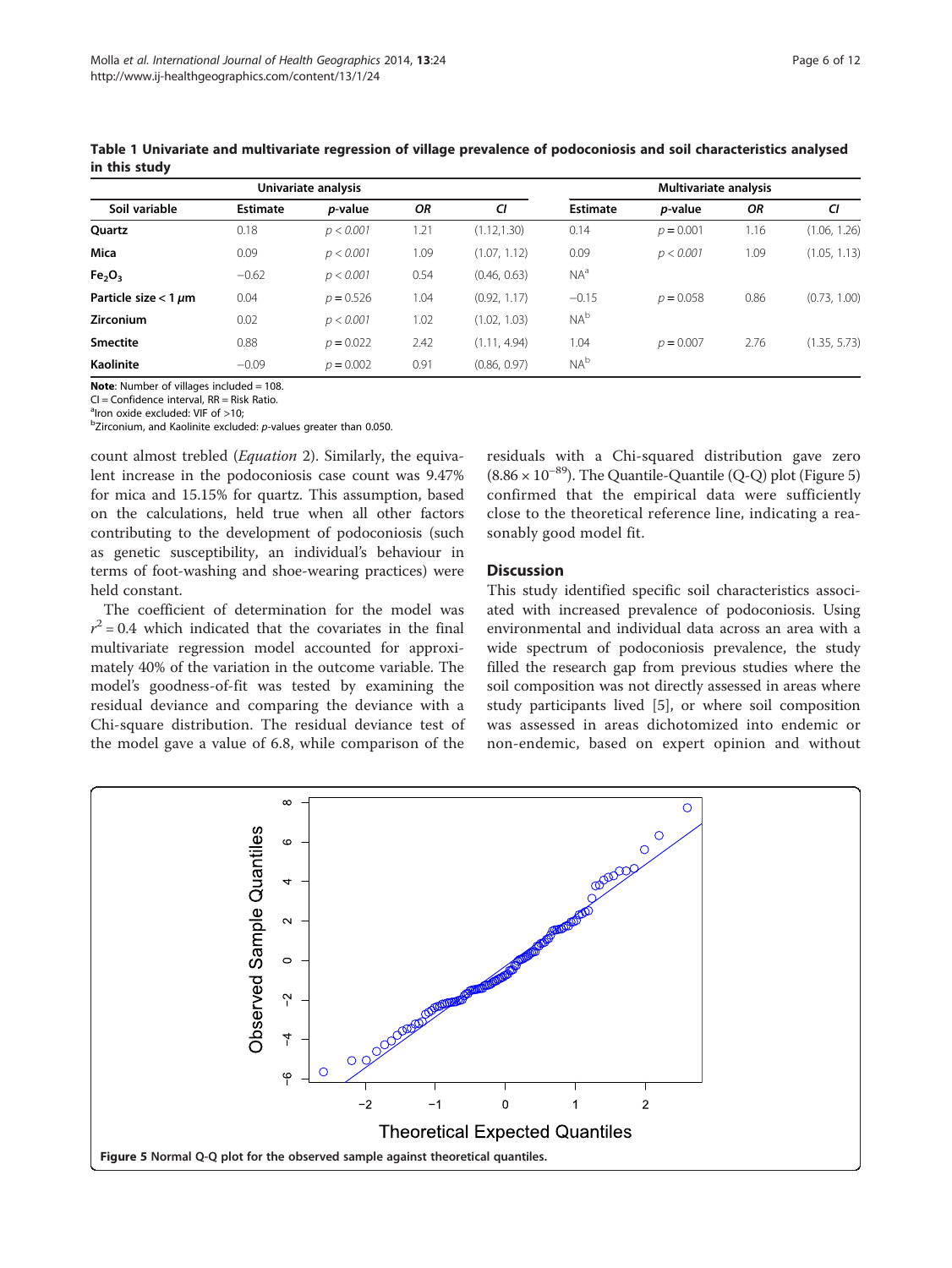**Table 1 Univariate and multivariate regression of village prevalence of podoconiosis and soil characteristics analysed in this study**

| | Univariate analysis | | | | Multivariate analysis | | | |
|---|---|---|---|---|---|---|---|---|
| Soil variable | Estimate | *p*-value | *OR* | *CI* | Estimate | *p*-value | *OR* | *CI* |
| **Quartz** | 0.18 | $p < 0.001$ | 1.21 | (1.12,1.30) | 0.14 | $p = 0.001$ | 1.16 | (1.06, 1.26) |
| **Mica** | 0.09 | $p < 0.001$ | 1.09 | (1.07, 1.12) | 0.09 | $p < 0.001$ | 1.09 | (1.05, 1.13) |
| **$Fe_2O_3$** | −0.62 | $p < 0.001$ | 0.54 | (0.46, 0.63) | NA[a] | | | |
| **Particle size < 1 μm** | 0.04 | $p = 0.526$ | 1.04 | (0.92, 1.17) | −0.15 | $p = 0.058$ | 0.86 | (0.73, 1.00) |
| **Zirconium** | 0.02 | $p < 0.001$ | 1.02 | (1.02, 1.03) | NA[b] | | | |
| **Smectite** | 0.88 | $p = 0.022$ | 2.42 | (1.11, 4.94) | 1.04 | $p = 0.007$ | 2.76 | (1.35, 5.73) |
| **Kaolinite** | −0.09 | $p = 0.002$ | 0.91 | (0.86, 0.97) | NA[b] | | | |

**Note**: Number of villages included = 108.
CI = Confidence interval, RR = Risk Ratio.
[a]Iron oxide excluded: VIF of >10;
[b]Zirconium, and Kaolinite excluded: *p*-values greater than 0.050.

count almost trebled (*Equation* 2). Similarly, the equivalent increase in the podoconiosis case count was 9.47% for mica and 15.15% for quartz. This assumption, based on the calculations, held true when all other factors contributing to the development of podoconiosis (such as genetic susceptibility, an individual's behaviour in terms of foot-washing and shoe-wearing practices) were held constant.

The coefficient of determination for the model was $r^2 = 0.4$ which indicated that the covariates in the final multivariate regression model accounted for approximately 40% of the variation in the outcome variable. The model's goodness-of-fit was tested by examining the residual deviance and comparing the deviance with a Chi-square distribution. The residual deviance test of the model gave a value of 6.8, while comparison of the residuals with a Chi-squared distribution gave zero ($8.86 \times 10^{-89}$). The Quantile-Quantile (Q-Q) plot (Figure 5) confirmed that the empirical data were sufficiently close to the theoretical reference line, indicating a reasonably good model fit.

## Discussion

This study identified specific soil characteristics associated with increased prevalence of podoconiosis. Using environmental and individual data across an area with a wide spectrum of podoconiosis prevalence, the study filled the research gap from previous studies where the soil composition was not directly assessed in areas where study participants lived [5], or where soil composition was assessed in areas dichotomized into endemic or non-endemic, based on expert opinion and without

**Figure 5** Normal Q-Q plot for the observed sample against theoretical quantiles.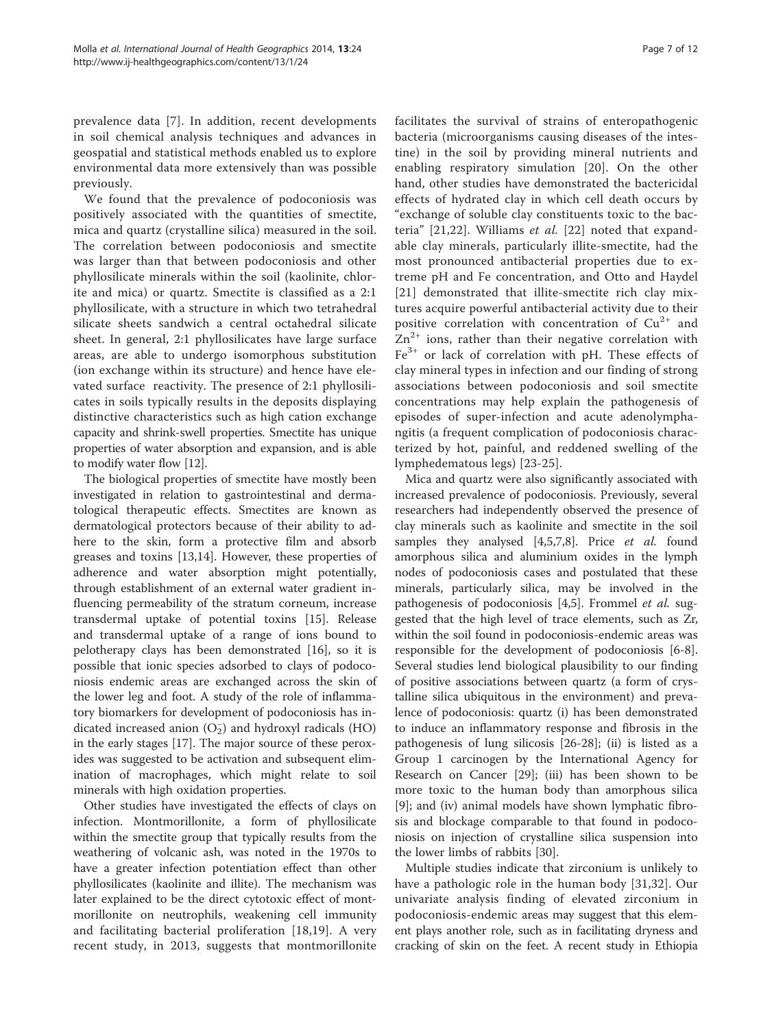prevalence data [7]. In addition, recent developments in soil chemical analysis techniques and advances in geospatial and statistical methods enabled us to explore environmental data more extensively than was possible previously.

We found that the prevalence of podoconiosis was positively associated with the quantities of smectite, mica and quartz (crystalline silica) measured in the soil. The correlation between podoconiosis and smectite was larger than that between podoconiosis and other phyllosilicate minerals within the soil (kaolinite, chlorite and mica) or quartz. Smectite is classified as a 2:1 phyllosilicate, with a structure in which two tetrahedral silicate sheets sandwich a central octahedral silicate sheet. In general, 2:1 phyllosilicates have large surface areas, are able to undergo isomorphous substitution (ion exchange within its structure) and hence have elevated surface reactivity. The presence of 2:1 phyllosilicates in soils typically results in the deposits displaying distinctive characteristics such as high cation exchange capacity and shrink-swell properties. Smectite has unique properties of water absorption and expansion, and is able to modify water flow [12].

The biological properties of smectite have mostly been investigated in relation to gastrointestinal and dermatological therapeutic effects. Smectites are known as dermatological protectors because of their ability to adhere to the skin, form a protective film and absorb greases and toxins [13,14]. However, these properties of adherence and water absorption might potentially, through establishment of an external water gradient influencing permeability of the stratum corneum, increase transdermal uptake of potential toxins [15]. Release and transdermal uptake of a range of ions bound to pelotherapy clays has been demonstrated [16], so it is possible that ionic species adsorbed to clays of podoconiosis endemic areas are exchanged across the skin of the lower leg and foot. A study of the role of inflammatory biomarkers for development of podoconiosis has indicated increased anion ($O_2^-$) and hydroxyl radicals (HO) in the early stages [17]. The major source of these peroxides was suggested to be activation and subsequent elimination of macrophages, which might relate to soil minerals with high oxidation properties.

Other studies have investigated the effects of clays on infection. Montmorillonite, a form of phyllosilicate within the smectite group that typically results from the weathering of volcanic ash, was noted in the 1970s to have a greater infection potentiation effect than other phyllosilicates (kaolinite and illite). The mechanism was later explained to be the direct cytotoxic effect of montmorillonite on neutrophils, weakening cell immunity and facilitating bacterial proliferation [18,19]. A very recent study, in 2013, suggests that montmorillonite facilitates the survival of strains of enteropathogenic bacteria (microorganisms causing diseases of the intestine) in the soil by providing mineral nutrients and enabling respiratory simulation [20]. On the other hand, other studies have demonstrated the bactericidal effects of hydrated clay in which cell death occurs by "exchange of soluble clay constituents toxic to the bacteria" [21,22]. Williams *et al.* [22] noted that expandable clay minerals, particularly illite-smectite, had the most pronounced antibacterial properties due to extreme pH and Fe concentration, and Otto and Haydel [21] demonstrated that illite-smectite rich clay mixtures acquire powerful antibacterial activity due to their positive correlation with concentration of $Cu^{2+}$ and $Zn^{2+}$ ions, rather than their negative correlation with $Fe^{3+}$ or lack of correlation with pH. These effects of clay mineral types in infection and our finding of strong associations between podoconiosis and soil smectite concentrations may help explain the pathogenesis of episodes of super-infection and acute adenolymphangitis (a frequent complication of podoconiosis characterized by hot, painful, and reddened swelling of the lymphedematous legs) [23-25].

Mica and quartz were also significantly associated with increased prevalence of podoconiosis. Previously, several researchers had independently observed the presence of clay minerals such as kaolinite and smectite in the soil samples they analysed [4,5,7,8]. Price *et al.* found amorphous silica and aluminium oxides in the lymph nodes of podoconiosis cases and postulated that these minerals, particularly silica, may be involved in the pathogenesis of podoconiosis [4,5]. Frommel *et al.* suggested that the high level of trace elements, such as Zr, within the soil found in podoconiosis-endemic areas was responsible for the development of podoconiosis [6-8]. Several studies lend biological plausibility to our finding of positive associations between quartz (a form of crystalline silica ubiquitous in the environment) and prevalence of podoconiosis: quartz (i) has been demonstrated to induce an inflammatory response and fibrosis in the pathogenesis of lung silicosis [26-28]; (ii) is listed as a Group 1 carcinogen by the International Agency for Research on Cancer [29]; (iii) has been shown to be more toxic to the human body than amorphous silica [9]; and (iv) animal models have shown lymphatic fibrosis and blockage comparable to that found in podoconiosis on injection of crystalline silica suspension into the lower limbs of rabbits [30].

Multiple studies indicate that zirconium is unlikely to have a pathologic role in the human body [31,32]. Our univariate analysis finding of elevated zirconium in podoconiosis-endemic areas may suggest that this element plays another role, such as in facilitating dryness and cracking of skin on the feet. A recent study in Ethiopia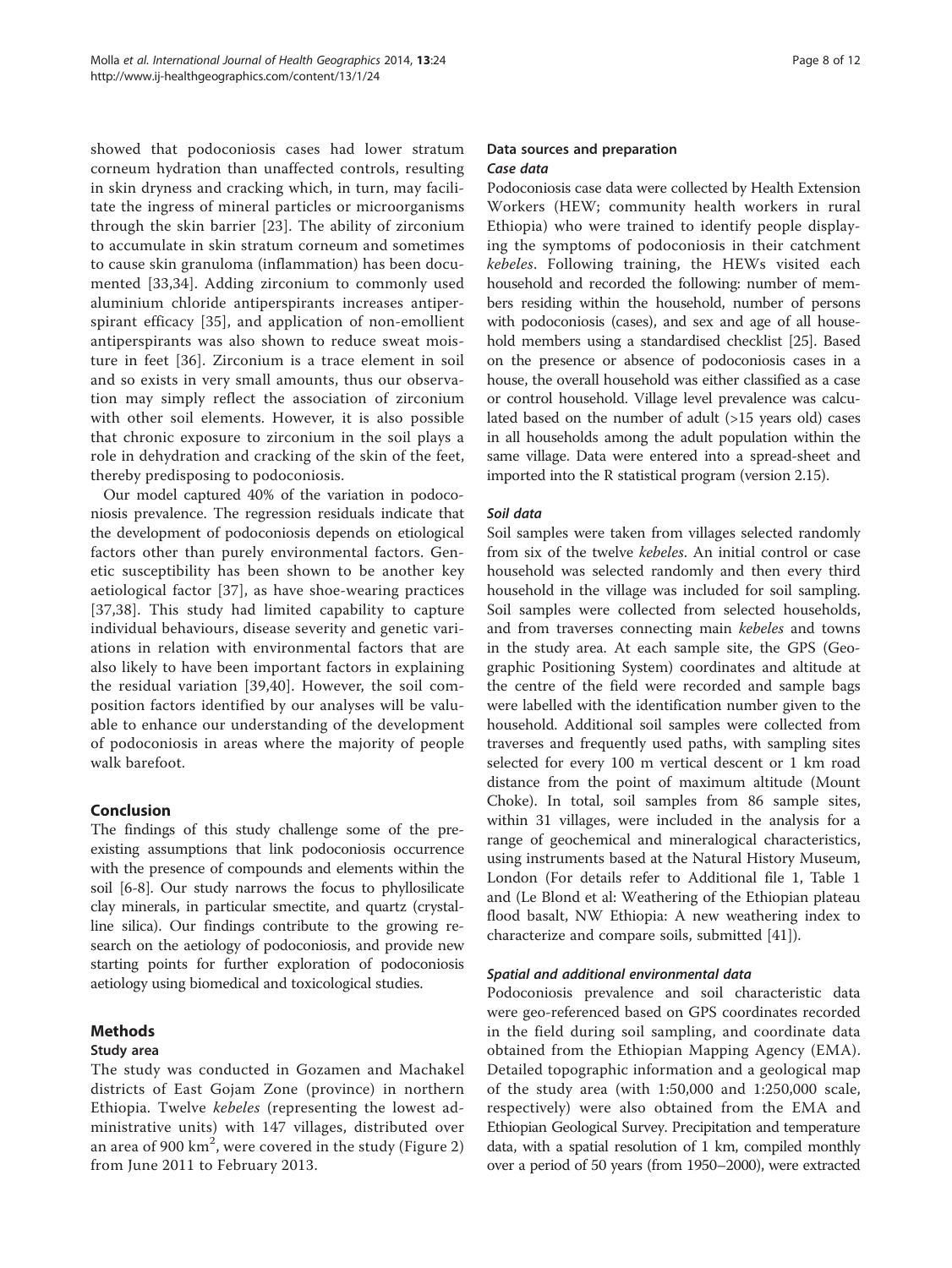showed that podoconiosis cases had lower stratum corneum hydration than unaffected controls, resulting in skin dryness and cracking which, in turn, may facilitate the ingress of mineral particles or microorganisms through the skin barrier [23]. The ability of zirconium to accumulate in skin stratum corneum and sometimes to cause skin granuloma (inflammation) has been documented [33,34]. Adding zirconium to commonly used aluminium chloride antiperspirants increases antiperspirant efficacy [35], and application of non-emollient antiperspirants was also shown to reduce sweat moisture in feet [36]. Zirconium is a trace element in soil and so exists in very small amounts, thus our observation may simply reflect the association of zirconium with other soil elements. However, it is also possible that chronic exposure to zirconium in the soil plays a role in dehydration and cracking of the skin of the feet, thereby predisposing to podoconiosis.

Our model captured 40% of the variation in podoconiosis prevalence. The regression residuals indicate that the development of podoconiosis depends on etiological factors other than purely environmental factors. Genetic susceptibility has been shown to be another key aetiological factor [37], as have shoe-wearing practices [37,38]. This study had limited capability to capture individual behaviours, disease severity and genetic variations in relation with environmental factors that are also likely to have been important factors in explaining the residual variation [39,40]. However, the soil composition factors identified by our analyses will be valuable to enhance our understanding of the development of podoconiosis in areas where the majority of people walk barefoot.

## Conclusion

The findings of this study challenge some of the pre-existing assumptions that link podoconiosis occurrence with the presence of compounds and elements within the soil [6-8]. Our study narrows the focus to phyllosilicate clay minerals, in particular smectite, and quartz (crystalline silica). Our findings contribute to the growing research on the aetiology of podoconiosis, and provide new starting points for further exploration of podoconiosis aetiology using biomedical and toxicological studies.

## Methods

### Study area

The study was conducted in Gozamen and Machakel districts of East Gojam Zone (province) in northern Ethiopia. Twelve *kebeles* (representing the lowest administrative units) with 147 villages, distributed over an area of 900 km$^2$, were covered in the study (Figure 2) from June 2011 to February 2013.

### Data sources and preparation

#### *Case data*

Podoconiosis case data were collected by Health Extension Workers (HEW; community health workers in rural Ethiopia) who were trained to identify people displaying the symptoms of podoconiosis in their catchment *kebeles*. Following training, the HEWs visited each household and recorded the following: number of members residing within the household, number of persons with podoconiosis (cases), and sex and age of all household members using a standardised checklist [25]. Based on the presence or absence of podoconiosis cases in a house, the overall household was either classified as a case or control household. Village level prevalence was calculated based on the number of adult (>15 years old) cases in all households among the adult population within the same village. Data were entered into a spread-sheet and imported into the R statistical program (version 2.15).

#### *Soil data*

Soil samples were taken from villages selected randomly from six of the twelve *kebeles*. An initial control or case household was selected randomly and then every third household in the village was included for soil sampling. Soil samples were collected from selected households, and from traverses connecting main *kebeles* and towns in the study area. At each sample site, the GPS (Geographic Positioning System) coordinates and altitude at the centre of the field were recorded and sample bags were labelled with the identification number given to the household. Additional soil samples were collected from traverses and frequently used paths, with sampling sites selected for every 100 m vertical descent or 1 km road distance from the point of maximum altitude (Mount Choke). In total, soil samples from 86 sample sites, within 31 villages, were included in the analysis for a range of geochemical and mineralogical characteristics, using instruments based at the Natural History Museum, London (For details refer to Additional file 1, Table 1 and (Le Blond et al: Weathering of the Ethiopian plateau flood basalt, NW Ethiopia: A new weathering index to characterize and compare soils, submitted [41]).

#### *Spatial and additional environmental data*

Podoconiosis prevalence and soil characteristic data were geo-referenced based on GPS coordinates recorded in the field during soil sampling, and coordinate data obtained from the Ethiopian Mapping Agency (EMA). Detailed topographic information and a geological map of the study area (with 1:50,000 and 1:250,000 scale, respectively) were also obtained from the EMA and Ethiopian Geological Survey. Precipitation and temperature data, with a spatial resolution of 1 km, compiled monthly over a period of 50 years (from 1950–2000), were extracted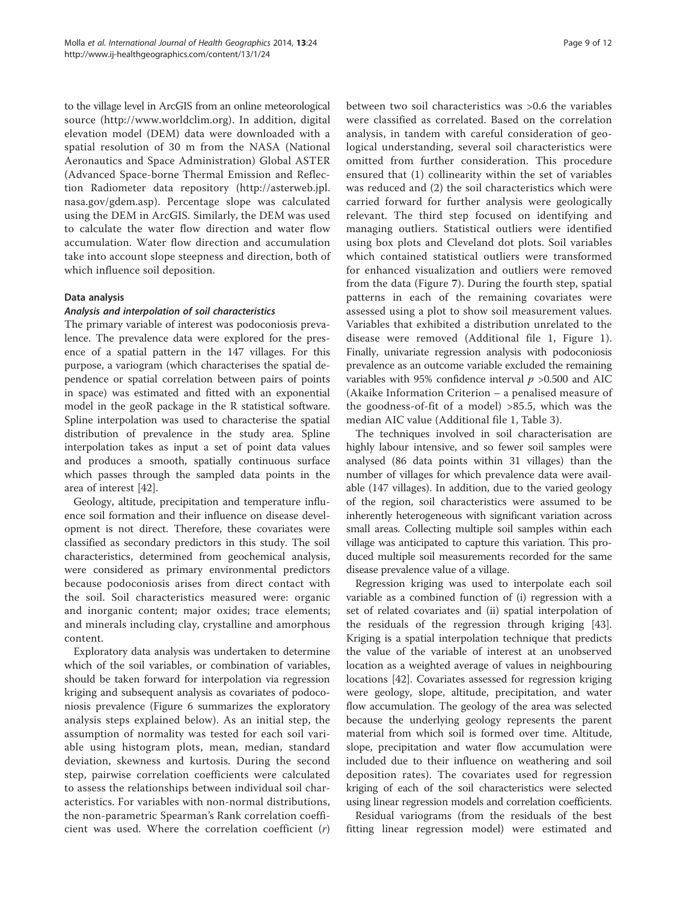to the village level in ArcGIS from an online meteorological source (http://www.worldclim.org). In addition, digital elevation model (DEM) data were downloaded with a spatial resolution of 30 m from the NASA (National Aeronautics and Space Administration) Global ASTER (Advanced Space-borne Thermal Emission and Reflection Radiometer data repository (http://asterweb.jpl.nasa.gov/gdem.asp). Percentage slope was calculated using the DEM in ArcGIS. Similarly, the DEM was used to calculate the water flow direction and water flow accumulation. Water flow direction and accumulation take into account slope steepness and direction, both of which influence soil deposition.

### Data analysis

#### *Analysis and interpolation of soil characteristics*

The primary variable of interest was podoconiosis prevalence. The prevalence data were explored for the presence of a spatial pattern in the 147 villages. For this purpose, a variogram (which characterises the spatial dependence or spatial correlation between pairs of points in space) was estimated and fitted with an exponential model in the geoR package in the R statistical software. Spline interpolation was used to characterise the spatial distribution of prevalence in the study area. Spline interpolation takes as input a set of point data values and produces a smooth, spatially continuous surface which passes through the sampled data points in the area of interest [42].

Geology, altitude, precipitation and temperature influence soil formation and their influence on disease development is not direct. Therefore, these covariates were classified as secondary predictors in this study. The soil characteristics, determined from geochemical analysis, were considered as primary environmental predictors because podoconiosis arises from direct contact with the soil. Soil characteristics measured were: organic and inorganic content; major oxides; trace elements; and minerals including clay, crystalline and amorphous content.

Exploratory data analysis was undertaken to determine which of the soil variables, or combination of variables, should be taken forward for interpolation via regression kriging and subsequent analysis as covariates of podoconiosis prevalence (Figure 6 summarizes the exploratory analysis steps explained below). As an initial step, the assumption of normality was tested for each soil variable using histogram plots, mean, median, standard deviation, skewness and kurtosis. During the second step, pairwise correlation coefficients were calculated to assess the relationships between individual soil characteristics. For variables with non-normal distributions, the non-parametric Spearman's Rank correlation coefficient was used. Where the correlation coefficient ($r$) between two soil characteristics was >0.6 the variables were classified as correlated. Based on the correlation analysis, in tandem with careful consideration of geological understanding, several soil characteristics were omitted from further consideration. This procedure ensured that (1) collinearity within the set of variables was reduced and (2) the soil characteristics which were carried forward for further analysis were geologically relevant. The third step focused on identifying and managing outliers. Statistical outliers were identified using box plots and Cleveland dot plots. Soil variables which contained statistical outliers were transformed for enhanced visualization and outliers were removed from the data (Figure 7). During the fourth step, spatial patterns in each of the remaining covariates were assessed using a plot to show soil measurement values. Variables that exhibited a distribution unrelated to the disease were removed (Additional file 1, Figure 1). Finally, univariate regression analysis with podoconiosis prevalence as an outcome variable excluded the remaining variables with 95% confidence interval $p$ >0.500 and AIC (Akaike Information Criterion – a penalised measure of the goodness-of-fit of a model) >85.5, which was the median AIC value (Additional file 1, Table 3).

The techniques involved in soil characterisation are highly labour intensive, and so fewer soil samples were analysed (86 data points within 31 villages) than the number of villages for which prevalence data were available (147 villages). In addition, due to the varied geology of the region, soil characteristics were assumed to be inherently heterogeneous with significant variation across small areas. Collecting multiple soil samples within each village was anticipated to capture this variation. This produced multiple soil measurements recorded for the same disease prevalence value of a village.

Regression kriging was used to interpolate each soil variable as a combined function of (i) regression with a set of related covariates and (ii) spatial interpolation of the residuals of the regression through kriging [43]. Kriging is a spatial interpolation technique that predicts the value of the variable of interest at an unobserved location as a weighted average of values in neighbouring locations [42]. Covariates assessed for regression kriging were geology, slope, altitude, precipitation, and water flow accumulation. The geology of the area was selected because the underlying geology represents the parent material from which soil is formed over time. Altitude, slope, precipitation and water flow accumulation were included due to their influence on weathering and soil deposition rates). The covariates used for regression kriging of each of the soil characteristics were selected using linear regression models and correlation coefficients.

Residual variograms (from the residuals of the best fitting linear regression model) were estimated and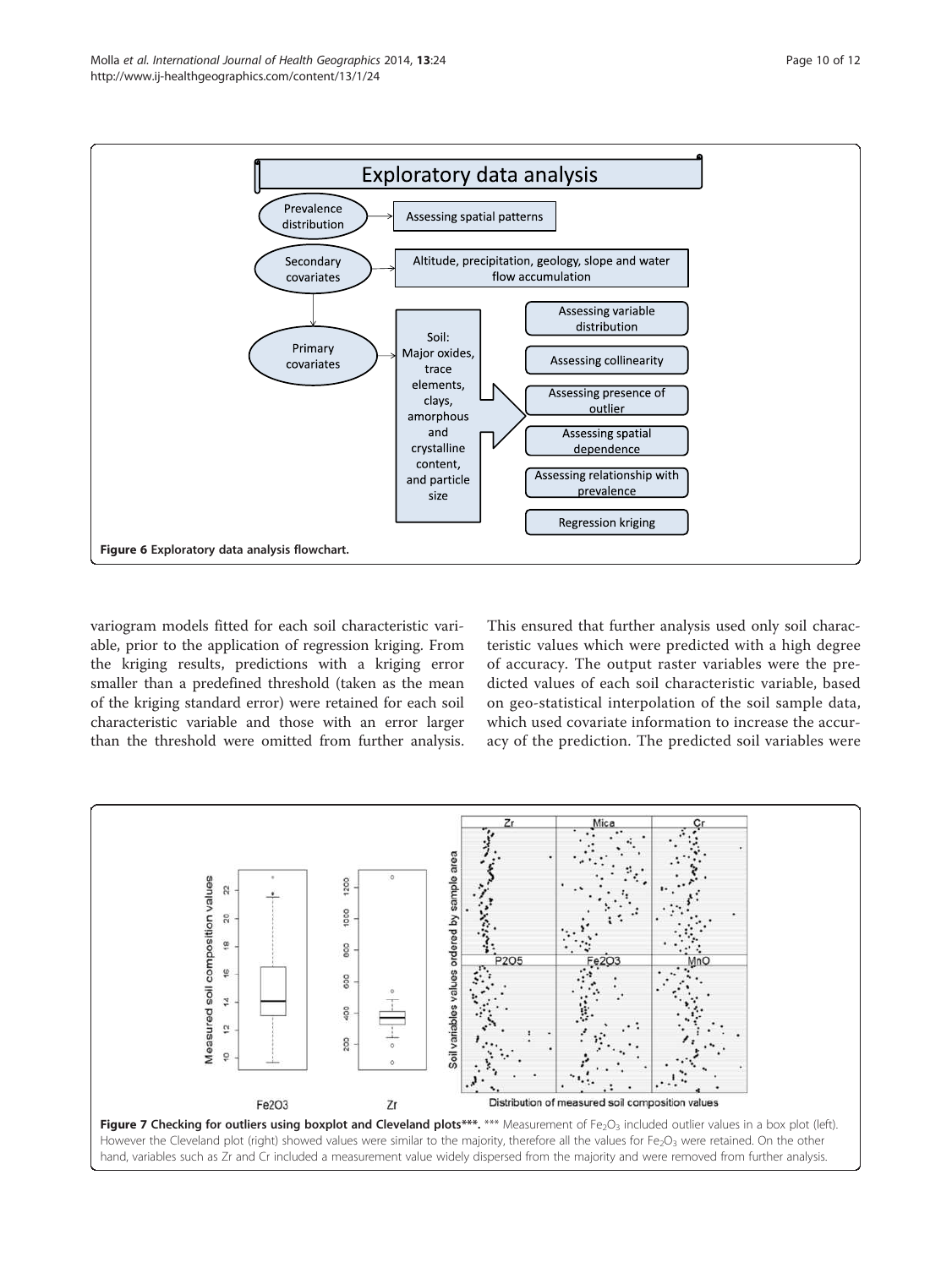**Figure 6 Exploratory data analysis flowchart.**

variogram models fitted for each soil characteristic variable, prior to the application of regression kriging. From the kriging results, predictions with a kriging error smaller than a predefined threshold (taken as the mean of the kriging standard error) were retained for each soil characteristic variable and those with an error larger than the threshold were omitted from further analysis. This ensured that further analysis used only soil characteristic values which were predicted with a high degree of accuracy. The output raster variables were the predicted values of each soil characteristic variable, based on geo-statistical interpolation of the soil sample data, which used covariate information to increase the accuracy of the prediction. The predicted soil variables were

**Figure 7 Checking for outliers using boxplot and Cleveland plots\*\*\*.** \*\*\* Measurement of $Fe_2O_3$ included outlier values in a box plot (left). However the Cleveland plot (right) showed values were similar to the majority, therefore all the values for $Fe_2O_3$ were retained. On the other hand, variables such as Zr and Cr included a measurement value widely dispersed from the majority and were removed from further analysis.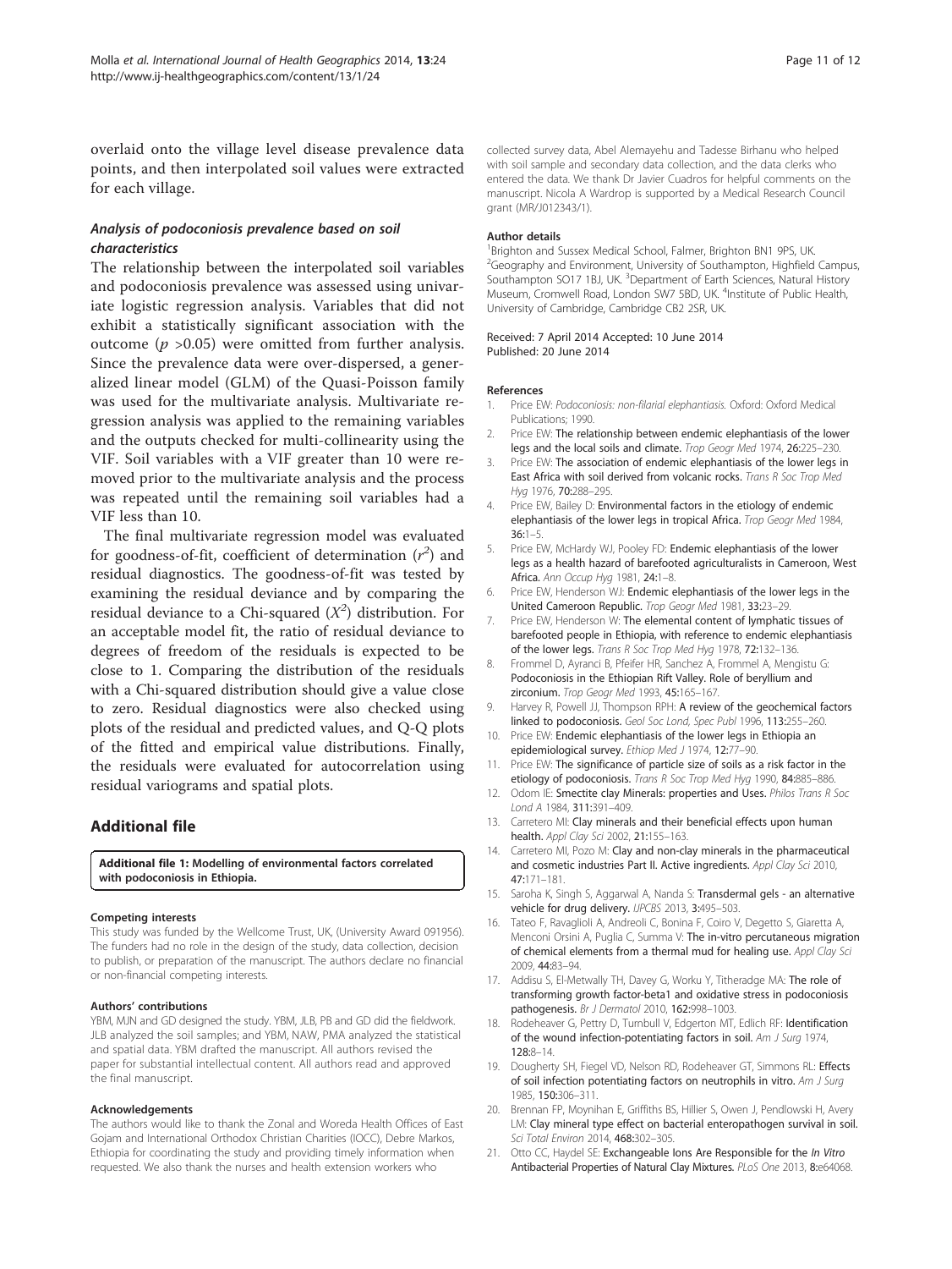overlaid onto the village level disease prevalence data points, and then interpolated soil values were extracted for each village.

### Analysis of podoconiosis prevalence based on soil characteristics

The relationship between the interpolated soil variables and podoconiosis prevalence was assessed using univariate logistic regression analysis. Variables that did not exhibit a statistically significant association with the outcome ($p$ >0.05) were omitted from further analysis. Since the prevalence data were over-dispersed, a generalized linear model (GLM) of the Quasi-Poisson family was used for the multivariate analysis. Multivariate regression analysis was applied to the remaining variables and the outputs checked for multi-collinearity using the VIF. Soil variables with a VIF greater than 10 were removed prior to the multivariate analysis and the process was repeated until the remaining soil variables had a VIF less than 10.

The final multivariate regression model was evaluated for goodness-of-fit, coefficient of determination ($r^2$) and residual diagnostics. The goodness-of-fit was tested by examining the residual deviance and by comparing the residual deviance to a Chi-squared ($X^2$) distribution. For an acceptable model fit, the ratio of residual deviance to degrees of freedom of the residuals is expected to be close to 1. Comparing the distribution of the residuals with a Chi-squared distribution should give a value close to zero. Residual diagnostics were also checked using plots of the residual and predicted values, and Q-Q plots of the fitted and empirical value distributions. Finally, the residuals were evaluated for autocorrelation using residual variograms and spatial plots.

## Additional file

**Additional file 1: Modelling of environmental factors correlated with podoconiosis in Ethiopia.**

#### Competing interests

This study was funded by the Wellcome Trust, UK, (University Award 091956). The funders had no role in the design of the study, data collection, decision to publish, or preparation of the manuscript. The authors declare no financial or non-financial competing interests.

#### Authors' contributions

YBM, MJN and GD designed the study. YBM, JLB, PB and GD did the fieldwork. JLB analyzed the soil samples; and YBM, NAW, PMA analyzed the statistical and spatial data. YBM drafted the manuscript. All authors revised the paper for substantial intellectual content. All authors read and approved the final manuscript.

#### Acknowledgements

The authors would like to thank the Zonal and Woreda Health Offices of East Gojam and International Orthodox Christian Charities (IOCC), Debre Markos, Ethiopia for coordinating the study and providing timely information when requested. We also thank the nurses and health extension workers who collected survey data, Abel Alemayehu and Tadesse Birhanu who helped with soil sample and secondary data collection, and the data clerks who entered the data. We thank Dr Javier Cuadros for helpful comments on the manuscript. Nicola A Wardrop is supported by a Medical Research Council grant (MR/J012343/1).

#### Author details

[1]Brighton and Sussex Medical School, Falmer, Brighton BN1 9PS, UK. [2]Geography and Environment, University of Southampton, Highfield Campus, Southampton SO17 1BJ, UK. [3]Department of Earth Sciences, Natural History Museum, Cromwell Road, London SW7 5BD, UK. [4]Institute of Public Health, University of Cambridge, Cambridge CB2 2SR, UK.

Received: 7 April 2014 Accepted: 10 June 2014
Published: 20 June 2014

#### References

1. Price EW: *Podoconiosis: non-filarial elephantiasis.* Oxford: Oxford Medical Publications; 1990.
2. Price EW: **The relationship between endemic elephantiasis of the lower legs and the local soils and climate.** *Trop Geogr Med* 1974, **26:**225–230.
3. Price EW: **The association of endemic elephantiasis of the lower legs in East Africa with soil derived from volcanic rocks.** *Trans R Soc Trop Med Hyg* 1976, **70:**288–295.
4. Price EW, Bailey D: **Environmental factors in the etiology of endemic elephantiasis of the lower legs in tropical Africa.** *Trop Geogr Med* 1984, **36:**1–5.
5. Price EW, McHardy WJ, Pooley FD: **Endemic elephantiasis of the lower legs as a health hazard of barefooted agriculturalists in Cameroon, West Africa.** *Ann Occup Hyg* 1981, **24:**1–8.
6. Price EW, Henderson WJ: **Endemic elephantiasis of the lower legs in the United Cameroon Republic.** *Trop Geogr Med* 1981, **33:**23–29.
7. Price EW, Henderson W: **The elemental content of lymphatic tissues of barefooted people in Ethiopia, with reference to endemic elephantiasis of the lower legs.** *Trans R Soc Trop Med Hyg* 1978, **72:**132–136.
8. Frommel D, Ayranci B, Pfeifer HR, Sanchez A, Frommel A, Mengistu G: **Podoconiosis in the Ethiopian Rift Valley. Role of beryllium and zirconium.** *Trop Geogr Med* 1993, **45:**165–167.
9. Harvey R, Powell JJ, Thompson RPH: **A review of the geochemical factors linked to podoconiosis.** *Geol Soc Lond, Spec Publ* 1996, **113:**255–260.
10. Price EW: **Endemic elephantiasis of the lower legs in Ethiopia an epidemiological survey.** *Ethiop Med J* 1974, **12:**77–90.
11. Price EW: **The significance of particle size of soils as a risk factor in the etiology of podoconiosis.** *Trans R Soc Trop Med Hyg* 1990, **84:**885–886.
12. Odom IE: **Smectite clay Minerals: properties and Uses.** *Philos Trans R Soc Lond A* 1984, **311:**391–409.
13. Carretero MI: **Clay minerals and their beneficial effects upon human health.** *Appl Clay Sci* 2002, **21:**155–163.
14. Carretero MI, Pozo M: **Clay and non-clay minerals in the pharmaceutical and cosmetic industries Part II. Active ingredients.** *Appl Clay Sci* 2010, **47:**171–181.
15. Saroha K, Singh S, Aggarwal A, Nanda S: **Transdermal gels - an alternative vehicle for drug delivery.** *IJPCBS* 2013, **3:**495–503.
16. Tateo F, Ravaglioli A, Andreoli C, Bonina F, Coiro V, Degetto S, Giaretta A, Menconi Orsini A, Puglia C, Summa V: **The in-vitro percutaneous migration of chemical elements from a thermal mud for healing use.** *Appl Clay Sci* 2009, **44:**83–94.
17. Addisu S, El-Metwally TH, Davey G, Worku Y, Titheradge MA: **The role of transforming growth factor-beta1 and oxidative stress in podoconiosis pathogenesis.** *Br J Dermatol* 2010, **162:**998–1003.
18. Rodeheaver G, Pettry D, Turnbull V, Edgerton MT, Edlich RF: **Identification of the wound infection-potentiating factors in soil.** *Am J Surg* 1974, **128:**8–14.
19. Dougherty SH, Fiegel VD, Nelson RD, Rodeheaver GT, Simmons RL: **Effects of soil infection potentiating factors on neutrophils in vitro.** *Am J Surg* 1985, **150:**306–311.
20. Brennan FP, Moynihan E, Griffiths BS, Hillier S, Owen J, Pendlowski H, Avery LM: **Clay mineral type effect on bacterial enteropathogen survival in soil.** *Sci Total Environ* 2014, **468:**302–305.
21. Otto CC, Haydel SE: **Exchangeable Ions Are Responsible for the *In Vitro* Antibacterial Properties of Natural Clay Mixtures.** *PLoS One* 2013, **8:**e64068.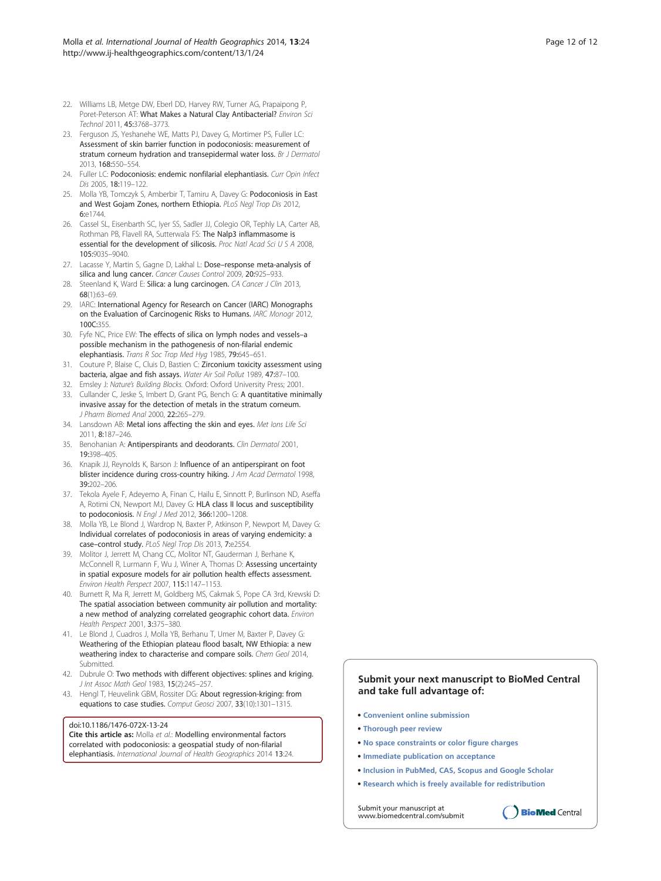22. Williams LB, Metge DW, Eberl DD, Harvey RW, Turner AG, Prapaipong P, Poret-Peterson AT: **What Makes a Natural Clay Antibacterial?** *Environ Sci Technol* 2011, **45**:3768–3773.
23. Ferguson JS, Yeshanehe WE, Matts PJ, Davey G, Mortimer PS, Fuller LC: **Assessment of skin barrier function in podoconiosis: measurement of stratum corneum hydration and transepidermal water loss.** *Br J Dermatol* 2013, **168**:550–554.
24. Fuller LC: **Podoconiosis: endemic nonfilarial elephantiasis.** *Curr Opin Infect Dis* 2005, **18**:119–122.
25. Molla YB, Tomczyk S, Amberbir T, Tamiru A, Davey G: **Podoconiosis in East and West Gojam Zones, northern Ethiopia.** *PLoS Negl Trop Dis* 2012, **6**:e1744.
26. Cassel SL, Eisenbarth SC, Iyer SS, Sadler JJ, Colegio OR, Tephly LA, Carter AB, Rothman PB, Flavell RA, Sutterwala FS: **The Nalp3 inflammasome is essential for the development of silicosis.** *Proc Natl Acad Sci U S A* 2008, **105**:9035–9040.
27. Lacasse Y, Martin S, Gagne D, Lakhal L: **Dose–response meta-analysis of silica and lung cancer.** *Cancer Causes Control* 2009, **20**:925–933.
28. Steenland K, Ward E: **Silica: a lung carcinogen.** *CA Cancer J Clin* 2013, **68**(1):63–69.
29. IARC: **International Agency for Research on Cancer (IARC) Monographs on the Evaluation of Carcinogenic Risks to Humans.** *IARC Monogr* 2012, **100C**:355.
30. Fyfe NC, Price EW: **The effects of silica on lymph nodes and vessels–a possible mechanism in the pathogenesis of non-filarial endemic elephantiasis.** *Trans R Soc Trop Med Hyg* 1985, **79**:645–651.
31. Couture P, Blaise C, Cluis D, Bastien C: **Zirconium toxicity assessment using bacteria, algae and fish assays.** *Water Air Soil Pollut* 1989, **47**:87–100.
32. Emsley J: *Nature's Building Blocks.* Oxford: Oxford University Press; 2001.
33. Cullander C, Jeske S, Imbert D, Grant PG, Bench G: **A quantitative minimally invasive assay for the detection of metals in the stratum corneum.** *J Pharm Biomed Anal* 2000, **22**:265–279.
34. Lansdown AB: **Metal ions affecting the skin and eyes.** *Met Ions Life Sci* 2011, **8**:187–246.
35. Benohanian A: **Antiperspirants and deodorants.** *Clin Dermatol* 2001, **19**:398–405.
36. Knapik JJ, Reynolds K, Barson J: **Influence of an antiperspirant on foot blister incidence during cross-country hiking.** *J Am Acad Dermatol* 1998, **39**:202–206.
37. Tekola Ayele F, Adeyemo A, Finan C, Hailu E, Sinnott P, Burlinson ND, Aseffa A, Rotimi CN, Newport MJ, Davey G: **HLA class II locus and susceptibility to podoconiosis.** *N Engl J Med* 2012, **366**:1200–1208.
38. Molla YB, Le Blond J, Wardrop N, Baxter P, Atkinson P, Newport M, Davey G: **Individual correlates of podoconiosis in areas of varying endemicity: a case–control study.** *PLoS Negl Trop Dis* 2013, **7**:e2554.
39. Molitor J, Jerrett M, Chang CC, Molitor NT, Gauderman J, Berhane K, McConnell R, Lurmann F, Wu J, Winer A, Thomas D: **Assessing uncertainty in spatial exposure models for air pollution health effects assessment.** *Environ Health Perspect* 2007, **115**:1147–1153.
40. Burnett R, Ma R, Jerrett M, Goldberg MS, Cakmak S, Pope CA 3rd, Krewski D: **The spatial association between community air pollution and mortality: a new method of analyzing correlated geographic cohort data.** *Environ Health Perspect* 2001, **3**:375–380.
41. Le Blond J, Cuadros J, Molla YB, Berhanu T, Umer M, Baxter P, Davey G: **Weathering of the Ethiopian plateau flood basalt, NW Ethiopia: a new weathering index to characterise and compare soils.** *Chem Geol* 2014, Submitted.
42. Dubrule O: **Two methods with different objectives: splines and kriging.** *J Int Assoc Math Geol* 1983, **15**(2):245–257.
43. Hengl T, Heuvelink GBM, Rossiter DG: **About regression-kriging: from equations to case studies.** *Comput Geosci* 2007, **33**(10):1301–1315.

doi:10.1186/1476-072X-13-24
**Cite this article as:** Molla *et al.*: Modelling environmental factors correlated with podoconiosis: a geospatial study of non-filarial elephantiasis. *International Journal of Health Geographics* 2014 13:24.

**Submit your next manuscript to BioMed Central and take full advantage of:**

- **Convenient online submission**
- **Thorough peer review**
- **No space constraints or color figure charges**
- **Immediate publication on acceptance**
- **Inclusion in PubMed, CAS, Scopus and Google Scholar**
- **Research which is freely available for redistribution**

Submit your manuscript at
www.biomedcentral.com/submit

BioMed Central